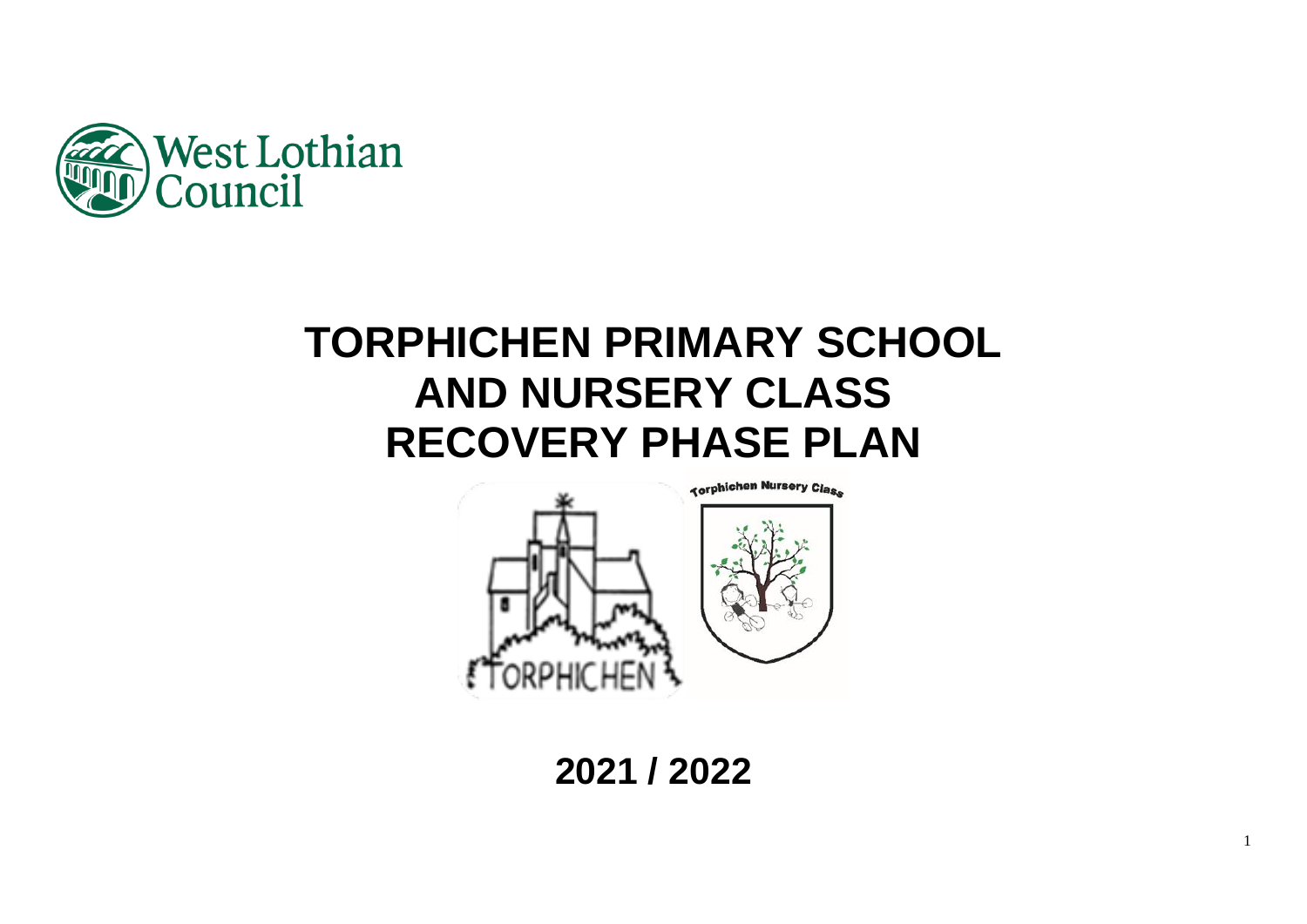West Lothian Council

# TORPHICHEN PRIMARY SCHOOL AND NURSERY CLASS RECOVERY PHASE PLAN

Torphichen Nursery Class

TORPHICHEN

## 2021 / 2022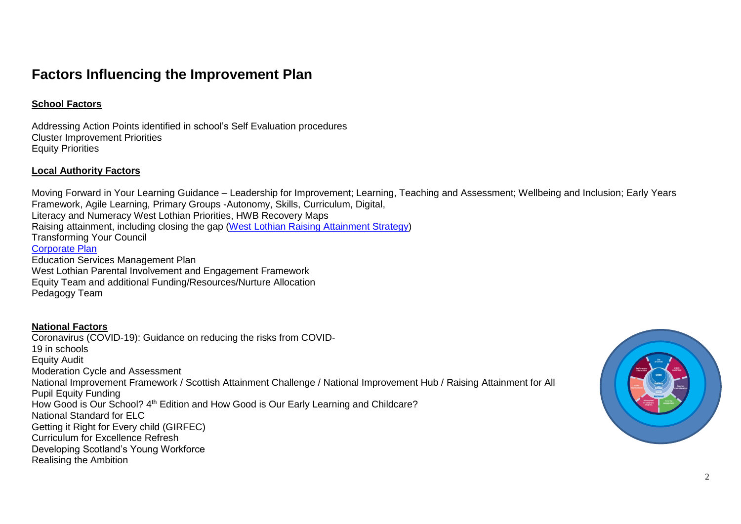# Factors Influencing the Improvement Plan

**School Factors**

Addressing Action Points identified in school's Self Evaluation procedures
Cluster Improvement Priorities
Equity Priorities

**Local Authority Factors**

Moving Forward in Your Learning Guidance – Leadership for Improvement; Learning, Teaching and Assessment; Wellbeing and Inclusion; Early Years Framework, Agile Learning, Primary Groups -Autonomy, Skills, Curriculum, Digital,
Literacy and Numeracy West Lothian Priorities, HWB Recovery Maps
Raising attainment, including closing the gap (West Lothian Raising Attainment Strategy)
Transforming Your Council
Corporate Plan
Education Services Management Plan
West Lothian Parental Involvement and Engagement Framework
Equity Team and additional Funding/Resources/Nurture Allocation
Pedagogy Team

**National Factors**

Coronavirus (COVID-19): Guidance on reducing the risks from COVID-19 in schools
Equity Audit
Moderation Cycle and Assessment
National Improvement Framework / Scottish Attainment Challenge / National Improvement Hub / Raising Attainment for All
Pupil Equity Funding
How Good is Our School? 4th Edition and How Good is Our Early Learning and Childcare?
National Standard for ELC
Getting it Right for Every child (GIRFEC)
Curriculum for Excellence Refresh
Developing Scotland's Young Workforce
Realising the Ambition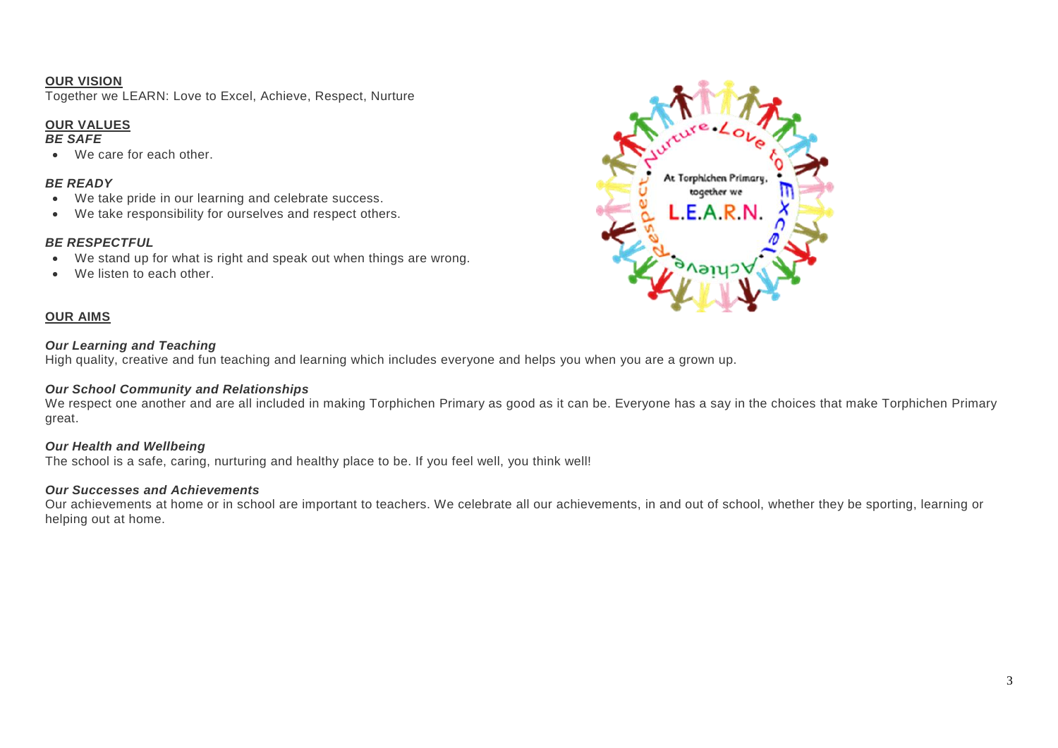## OUR VISION

Together we LEARN: Love to Excel, Achieve, Respect, Nurture

## OUR VALUES

### *BE SAFE*

- We care for each other.

### *BE READY*

- We take pride in our learning and celebrate success.
- We take responsibility for ourselves and respect others.

### *BE RESPECTFUL*

- We stand up for what is right and speak out when things are wrong.
- We listen to each other.

## OUR AIMS

### *Our Learning and Teaching*

High quality, creative and fun teaching and learning which includes everyone and helps you when you are a grown up.

### *Our School Community and Relationships*

We respect one another and are all included in making Torphichen Primary as good as it can be. Everyone has a say in the choices that make Torphichen Primary great.

### *Our Health and Wellbeing*

The school is a safe, caring, nurturing and healthy place to be. If you feel well, you think well!

### *Our Successes and Achievements*

Our achievements at home or in school are important to teachers. We celebrate all our achievements, in and out of school, whether they be sporting, learning or helping out at home.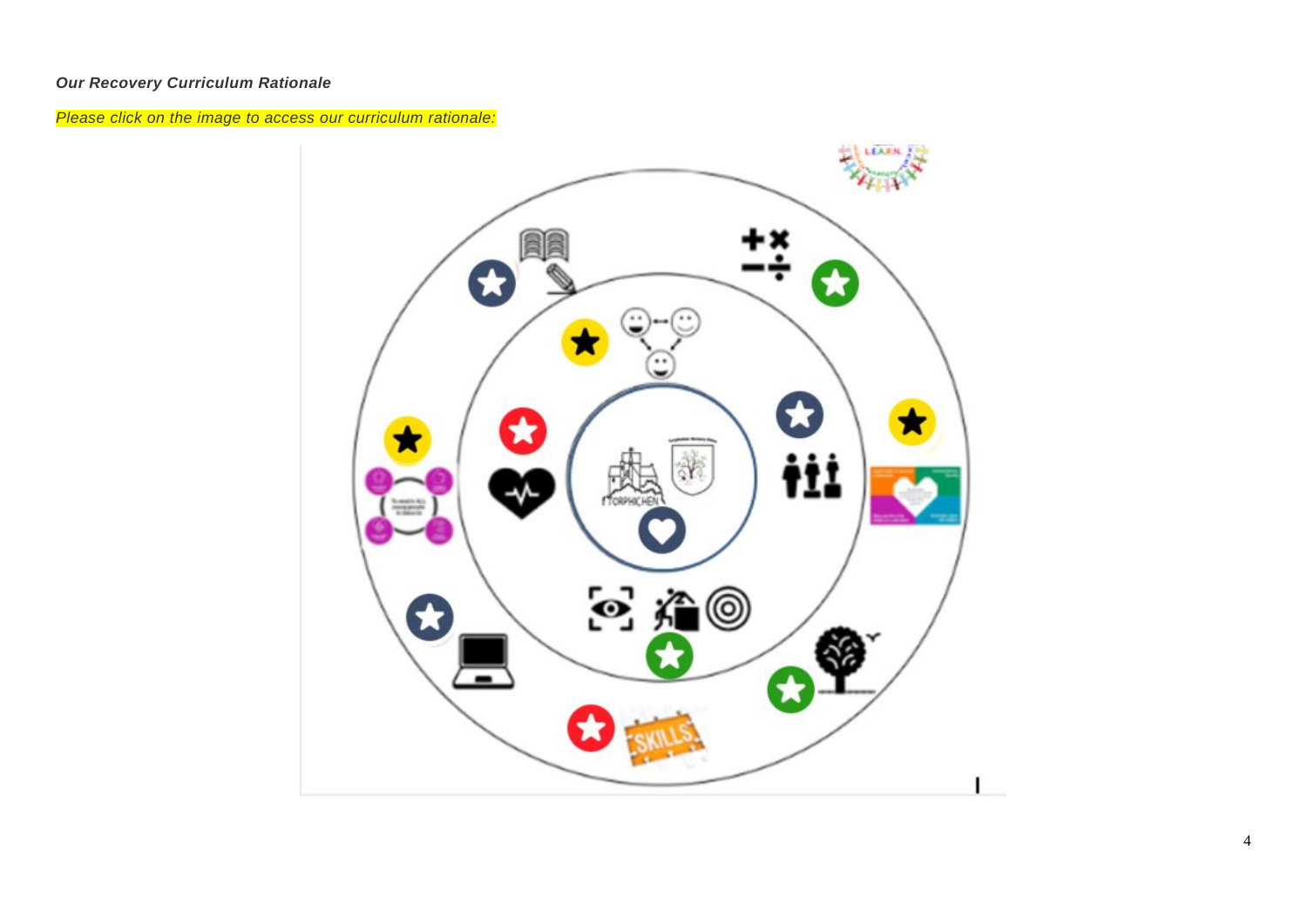***Our Recovery Curriculum Rationale***

*Please click on the image to access our curriculum rationale:*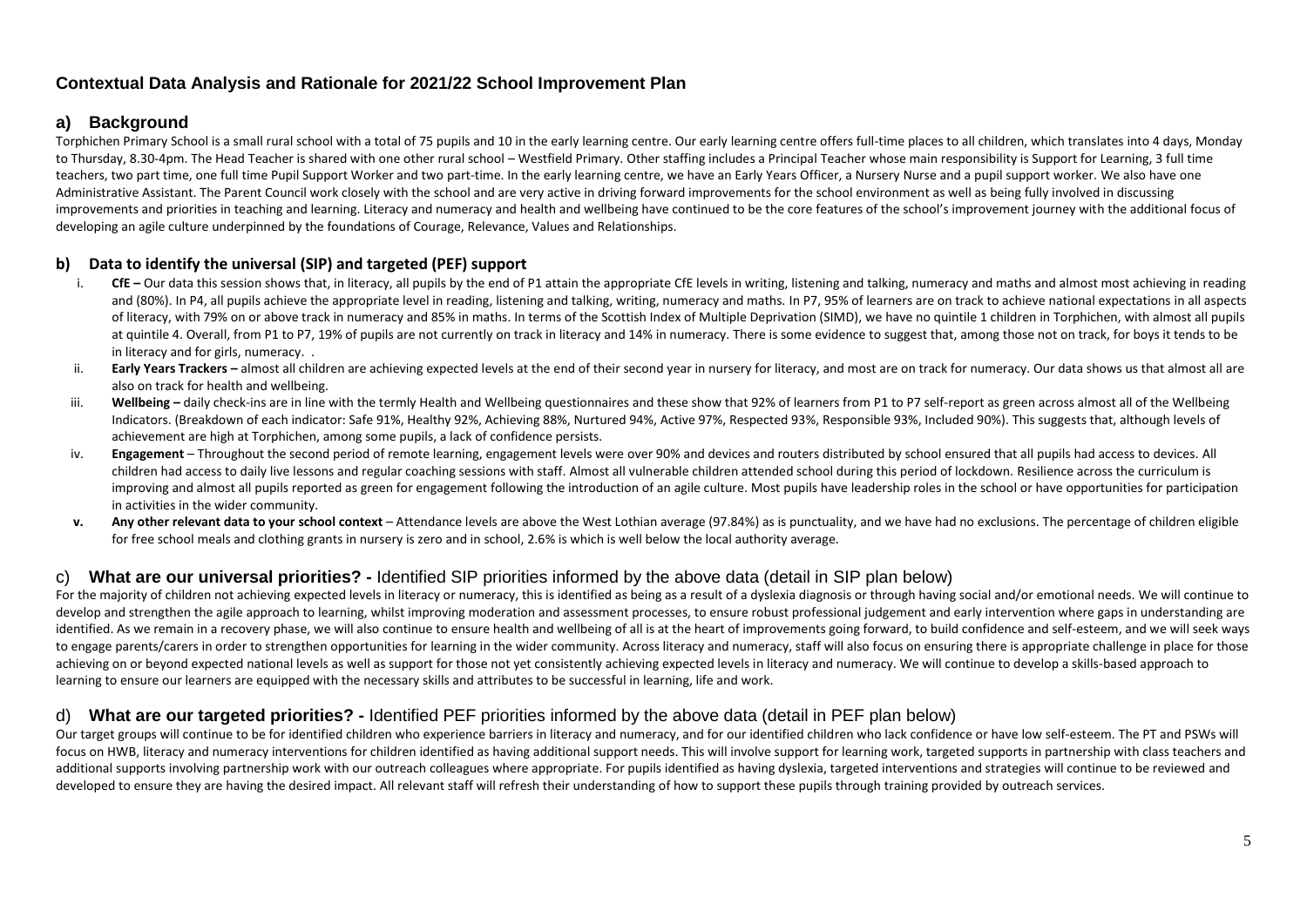## Contextual Data Analysis and Rationale for 2021/22 School Improvement Plan

### a) Background

Torphichen Primary School is a small rural school with a total of 75 pupils and 10 in the early learning centre. Our early learning centre offers full-time places to all children, which translates into 4 days, Monday to Thursday, 8.30-4pm. The Head Teacher is shared with one other rural school – Westfield Primary. Other staffing includes a Principal Teacher whose main responsibility is Support for Learning, 3 full time teachers, two part time, one full time Pupil Support Worker and two part-time. In the early learning centre, we have an Early Years Officer, a Nursery Nurse and a pupil support worker. We also have one Administrative Assistant. The Parent Council work closely with the school and are very active in driving forward improvements for the school environment as well as being fully involved in discussing improvements and priorities in teaching and learning. Literacy and numeracy and health and wellbeing have continued to be the core features of the school's improvement journey with the additional focus of developing an agile culture underpinned by the foundations of Courage, Relevance, Values and Relationships.

### b) Data to identify the universal (SIP) and targeted (PEF) support

i. **CfE –** Our data this session shows that, in literacy, all pupils by the end of P1 attain the appropriate CfE levels in writing, listening and talking, numeracy and maths and almost most achieving in reading and (80%). In P4, all pupils achieve the appropriate level in reading, listening and talking, writing, numeracy and maths. In P7, 95% of learners are on track to achieve national expectations in all aspects of literacy, with 79% on or above track in numeracy and 85% in maths. In terms of the Scottish Index of Multiple Deprivation (SIMD), we have no quintile 1 children in Torphichen, with almost all pupils at quintile 4. Overall, from P1 to P7, 19% of pupils are not currently on track in literacy and 14% in numeracy. There is some evidence to suggest that, among those not on track, for boys it tends to be in literacy and for girls, numeracy. .

ii. **Early Years Trackers –** almost all children are achieving expected levels at the end of their second year in nursery for literacy, and most are on track for numeracy. Our data shows us that almost all are also on track for health and wellbeing.

iii. **Wellbeing –** daily check-ins are in line with the termly Health and Wellbeing questionnaires and these show that 92% of learners from P1 to P7 self-report as green across almost all of the Wellbeing Indicators. (Breakdown of each indicator: Safe 91%, Healthy 92%, Achieving 88%, Nurtured 94%, Active 97%, Respected 93%, Responsible 93%, Included 90%). This suggests that, although levels of achievement are high at Torphichen, among some pupils, a lack of confidence persists.

iv. **Engagement** – Throughout the second period of remote learning, engagement levels were over 90% and devices and routers distributed by school ensured that all pupils had access to devices. All children had access to daily live lessons and regular coaching sessions with staff. Almost all vulnerable children attended school during this period of lockdown. Resilience across the curriculum is improving and almost all pupils reported as green for engagement following the introduction of an agile culture. Most pupils have leadership roles in the school or have opportunities for participation in activities in the wider community.

v. **Any other relevant data to your school context** – Attendance levels are above the West Lothian average (97.84%) as is punctuality, and we have had no exclusions. The percentage of children eligible for free school meals and clothing grants in nursery is zero and in school, 2.6% is which is well below the local authority average.

### c) What are our universal priorities? - Identified SIP priorities informed by the above data (detail in SIP plan below)

For the majority of children not achieving expected levels in literacy or numeracy, this is identified as being as a result of a dyslexia diagnosis or through having social and/or emotional needs. We will continue to develop and strengthen the agile approach to learning, whilst improving moderation and assessment processes, to ensure robust professional judgement and early intervention where gaps in understanding are identified. As we remain in a recovery phase, we will also continue to ensure health and wellbeing of all is at the heart of improvements going forward, to build confidence and self-esteem, and we will seek ways to engage parents/carers in order to strengthen opportunities for learning in the wider community. Across literacy and numeracy, staff will also focus on ensuring there is appropriate challenge in place for those achieving on or beyond expected national levels as well as support for those not yet consistently achieving expected levels in literacy and numeracy. We will continue to develop a skills-based approach to learning to ensure our learners are equipped with the necessary skills and attributes to be successful in learning, life and work.

### d) What are our targeted priorities? - Identified PEF priorities informed by the above data (detail in PEF plan below)

Our target groups will continue to be for identified children who experience barriers in literacy and numeracy, and for our identified children who lack confidence or have low self-esteem. The PT and PSWs will focus on HWB, literacy and numeracy interventions for children identified as having additional support needs. This will involve support for learning work, targeted supports in partnership with class teachers and additional supports involving partnership work with our outreach colleagues where appropriate. For pupils identified as having dyslexia, targeted interventions and strategies will continue to be reviewed and developed to ensure they are having the desired impact. All relevant staff will refresh their understanding of how to support these pupils through training provided by outreach services.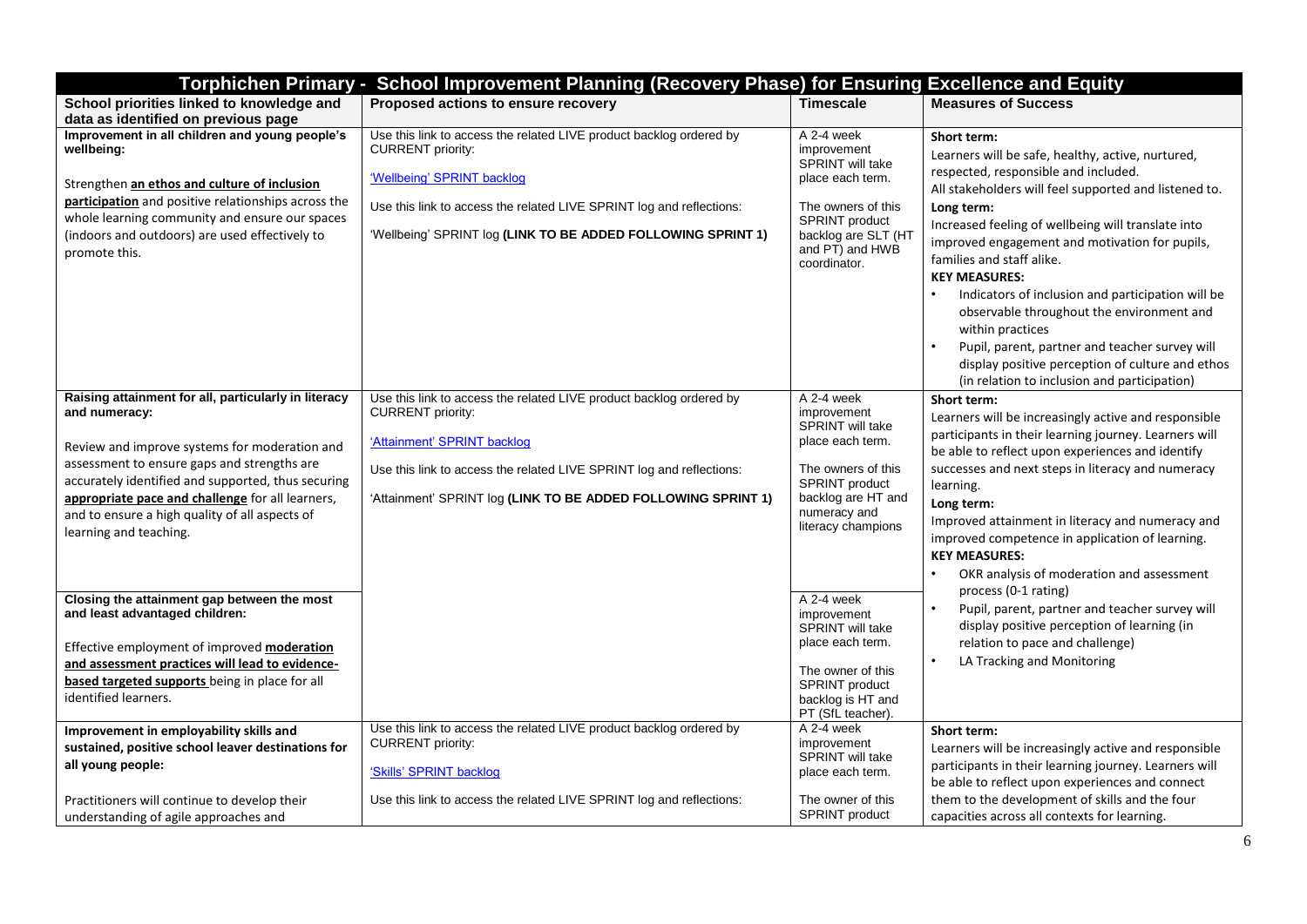| Torphichen Primary - School Improvement Planning (Recovery Phase) for Ensuring Excellence and Equity | | | |
|---|---|---|---|
| **School priorities linked to knowledge and data as identified on previous page** | **Proposed actions to ensure recovery** | **Timescale** | **Measures of Success** |
| **Improvement in all children and young people's wellbeing:**<br><br>Strengthen **an ethos and culture of inclusion participation** and positive relationships across the whole learning community and ensure our spaces (indoors and outdoors) are used effectively to promote this. | Use this link to access the related LIVE product backlog ordered by CURRENT priority:<br><br>'Wellbeing' SPRINT backlog<br><br>Use this link to access the related LIVE SPRINT log and reflections:<br><br>'Wellbeing' SPRINT log **(LINK TO BE ADDED FOLLOWING SPRINT 1)** | A 2-4 week improvement SPRINT will take place each term.<br><br>The owners of this SPRINT product backlog are SLT (HT and PT) and HWB coordinator. | **Short term:**<br>Learners will be safe, healthy, active, nurtured, respected, responsible and included.<br>All stakeholders will feel supported and listened to.<br>**Long term:**<br>Increased feeling of wellbeing will translate into improved engagement and motivation for pupils, families and staff alike.<br>**KEY MEASURES:**<br>• Indicators of inclusion and participation will be observable throughout the environment and within practices<br>• Pupil, parent, partner and teacher survey will display positive perception of culture and ethos (in relation to inclusion and participation) |
| **Raising attainment for all, particularly in literacy and numeracy:**<br><br>Review and improve systems for moderation and assessment to ensure gaps and strengths are accurately identified and supported, thus securing **appropriate pace and challenge** for all learners, and to ensure a high quality of all aspects of learning and teaching. | Use this link to access the related LIVE product backlog ordered by CURRENT priority:<br><br>'Attainment' SPRINT backlog<br><br>Use this link to access the related LIVE SPRINT log and reflections:<br><br>'Attainment' SPRINT log **(LINK TO BE ADDED FOLLOWING SPRINT 1)** | A 2-4 week improvement SPRINT will take place each term.<br><br>The owners of this SPRINT product backlog are HT and numeracy and literacy champions | **Short term:**<br>Learners will be increasingly active and responsible participants in their learning journey. Learners will be able to reflect upon experiences and identify successes and next steps in literacy and numeracy learning.<br>**Long term:**<br>Improved attainment in literacy and numeracy and improved competence in application of learning.<br>**KEY MEASURES:**<br>• OKR analysis of moderation and assessment process (0-1 rating)<br>• Pupil, parent, partner and teacher survey will display positive perception of learning (in relation to pace and challenge)<br>• LA Tracking and Monitoring |
| **Closing the attainment gap between the most and least advantaged children:**<br><br>Effective employment of improved **moderation and assessment practices will lead to evidence-based targeted supports** being in place for all identified learners. | | A 2-4 week improvement SPRINT will take place each term.<br><br>The owner of this SPRINT product backlog is HT and PT (SfL teacher). | |
| **Improvement in employability skills and sustained, positive school leaver destinations for all young people:**<br><br>Practitioners will continue to develop their understanding of agile approaches and | Use this link to access the related LIVE product backlog ordered by CURRENT priority:<br><br>'Skills' SPRINT backlog<br><br>Use this link to access the related LIVE SPRINT log and reflections: | A 2-4 week improvement SPRINT will take place each term.<br><br>The owner of this SPRINT product | **Short term:**<br>Learners will be increasingly active and responsible participants in their learning journey. Learners will be able to reflect upon experiences and connect them to the development of skills and the four capacities across all contexts for learning. |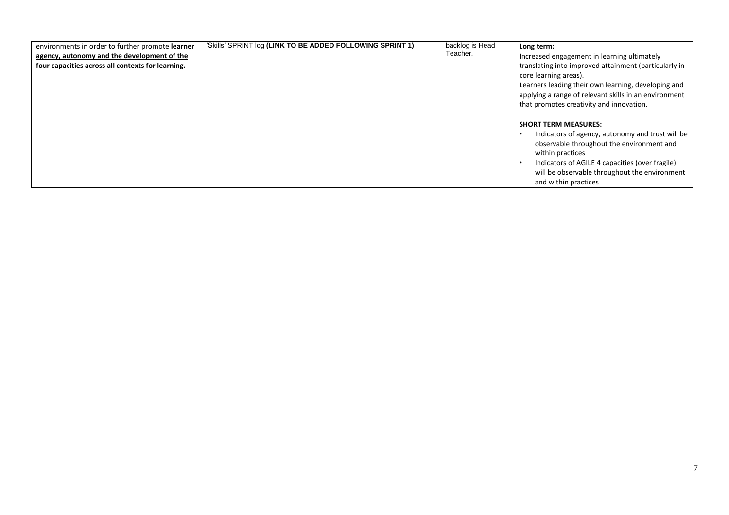| environments in order to further promote **learner agency, autonomy and the development of the four capacities across all contexts for learning.** | 'Skills' SPRINT log **(LINK TO BE ADDED FOLLOWING SPRINT 1)** | backlog is Head Teacher. | **Long term:**<br>Increased engagement in learning ultimately translating into improved attainment (particularly in core learning areas).<br>Learners leading their own learning, developing and applying a range of relevant skills in an environment that promotes creativity and innovation.<br><br>**SHORT TERM MEASURES:**<br>• Indicators of agency, autonomy and trust will be observable throughout the environment and within practices<br>• Indicators of AGILE 4 capacities (over fragile) will be observable throughout the environment and within practices |
|---|---|---|---|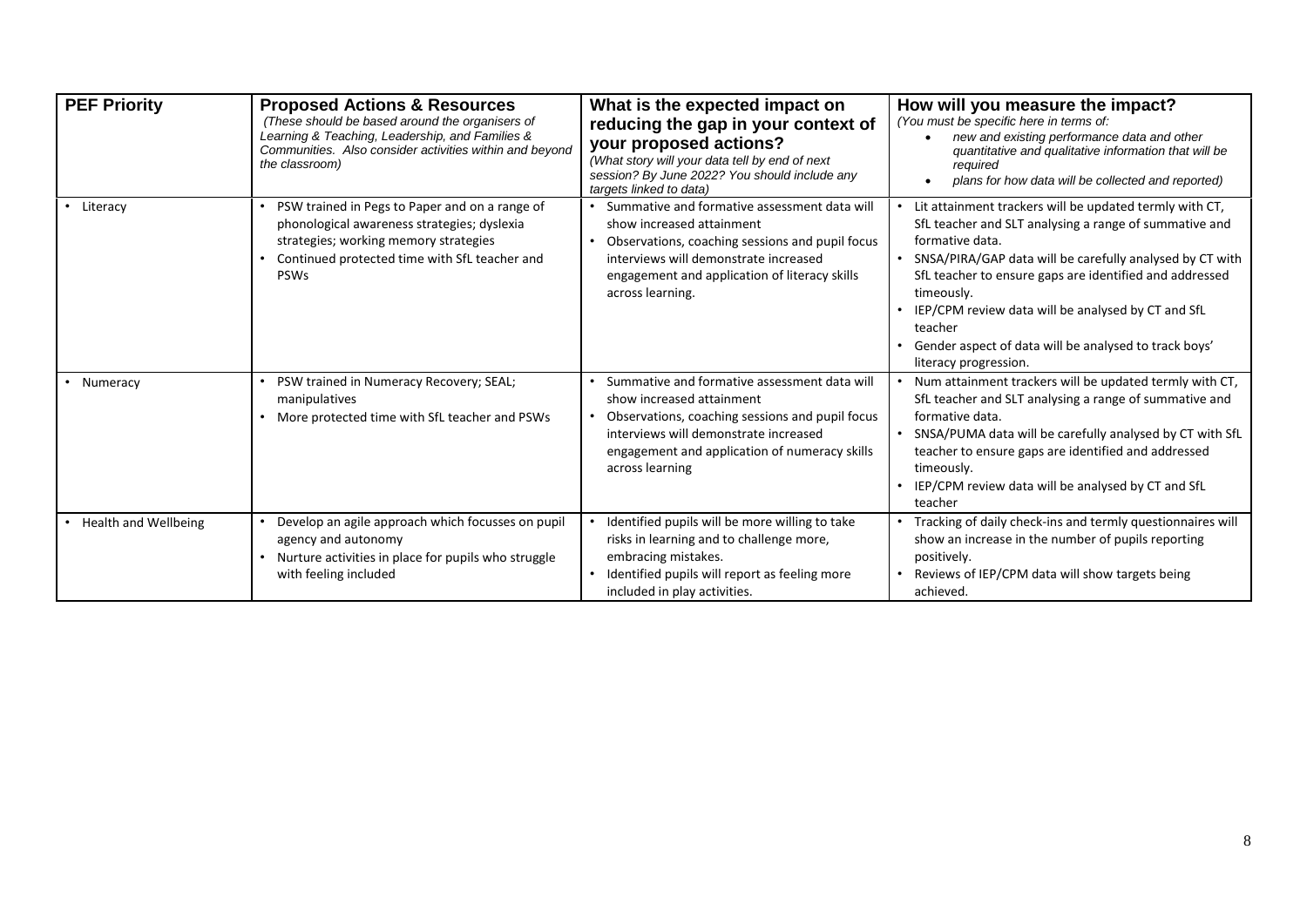| **PEF Priority** | **Proposed Actions & Resources** *(These should be based around the organisers of Learning & Teaching, Leadership, and Families & Communities. Also consider activities within and beyond the classroom)* | **What is the expected impact on reducing the gap in your context of your proposed actions?** *(What story will your data tell by end of next session? By June 2022? You should include any targets linked to data)* | **How will you measure the impact?** *(You must be specific here in terms of: • new and existing performance data and other quantitative and qualitative information that will be required • plans for how data will be collected and reported)* |
|---|---|---|---|
| • Literacy | • PSW trained in Pegs to Paper and on a range of phonological awareness strategies; dyslexia strategies; working memory strategies<br>• Continued protected time with SfL teacher and PSWs | • Summative and formative assessment data will show increased attainment<br>• Observations, coaching sessions and pupil focus interviews will demonstrate increased engagement and application of literacy skills across learning. | • Lit attainment trackers will be updated termly with CT, SfL teacher and SLT analysing a range of summative and formative data.<br>• SNSA/PIRA/GAP data will be carefully analysed by CT with SfL teacher to ensure gaps are identified and addressed timeously.<br>• IEP/CPM review data will be analysed by CT and SfL teacher<br>• Gender aspect of data will be analysed to track boys' literacy progression. |
| • Numeracy | • PSW trained in Numeracy Recovery; SEAL; manipulatives<br>• More protected time with SfL teacher and PSWs | • Summative and formative assessment data will show increased attainment<br>• Observations, coaching sessions and pupil focus interviews will demonstrate increased engagement and application of numeracy skills across learning | • Num attainment trackers will be updated termly with CT, SfL teacher and SLT analysing a range of summative and formative data.<br>• SNSA/PUMA data will be carefully analysed by CT with SfL teacher to ensure gaps are identified and addressed timeously.<br>• IEP/CPM review data will be analysed by CT and SfL teacher |
| • Health and Wellbeing | • Develop an agile approach which focusses on pupil agency and autonomy<br>• Nurture activities in place for pupils who struggle with feeling included | • Identified pupils will be more willing to take risks in learning and to challenge more, embracing mistakes.<br>• Identified pupils will report as feeling more included in play activities. | • Tracking of daily check-ins and termly questionnaires will show an increase in the number of pupils reporting positively.<br>• Reviews of IEP/CPM data will show targets being achieved. |